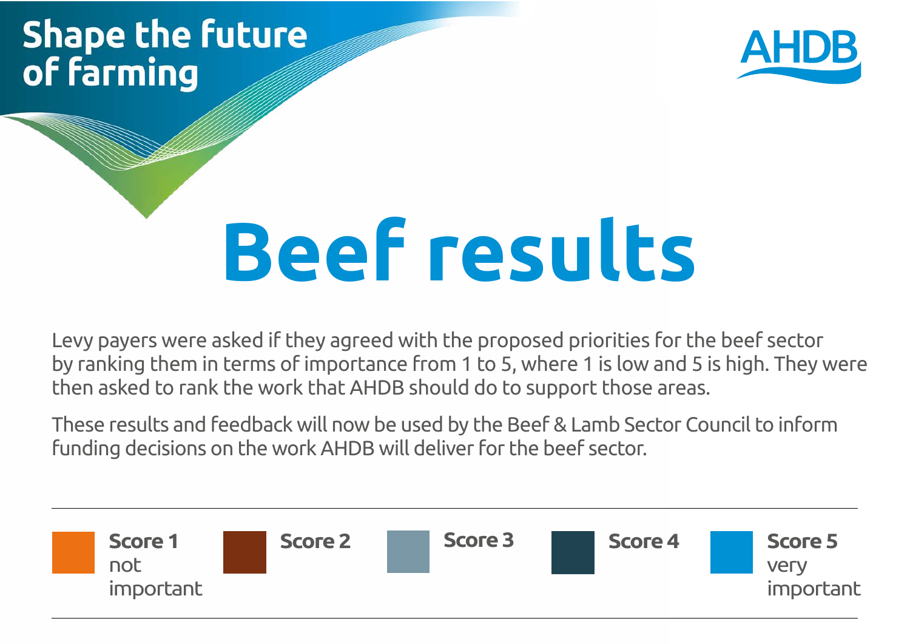Shape the future of farming

AHDB

# Beef results

Levy payers were asked if they agreed with the proposed priorities for the beef sector by ranking them in terms of importance from 1 to 5, where 1 is low and 5 is high. They were then asked to rank the work that AHDB should do to support those areas.

These results and feedback will now be used by the Beef & Lamb Sector Council to inform funding decisions on the work AHDB will deliver for the beef sector.

**Score 1** not important | **Score 2** | **Score 3** | **Score 4** | **Score 5** very important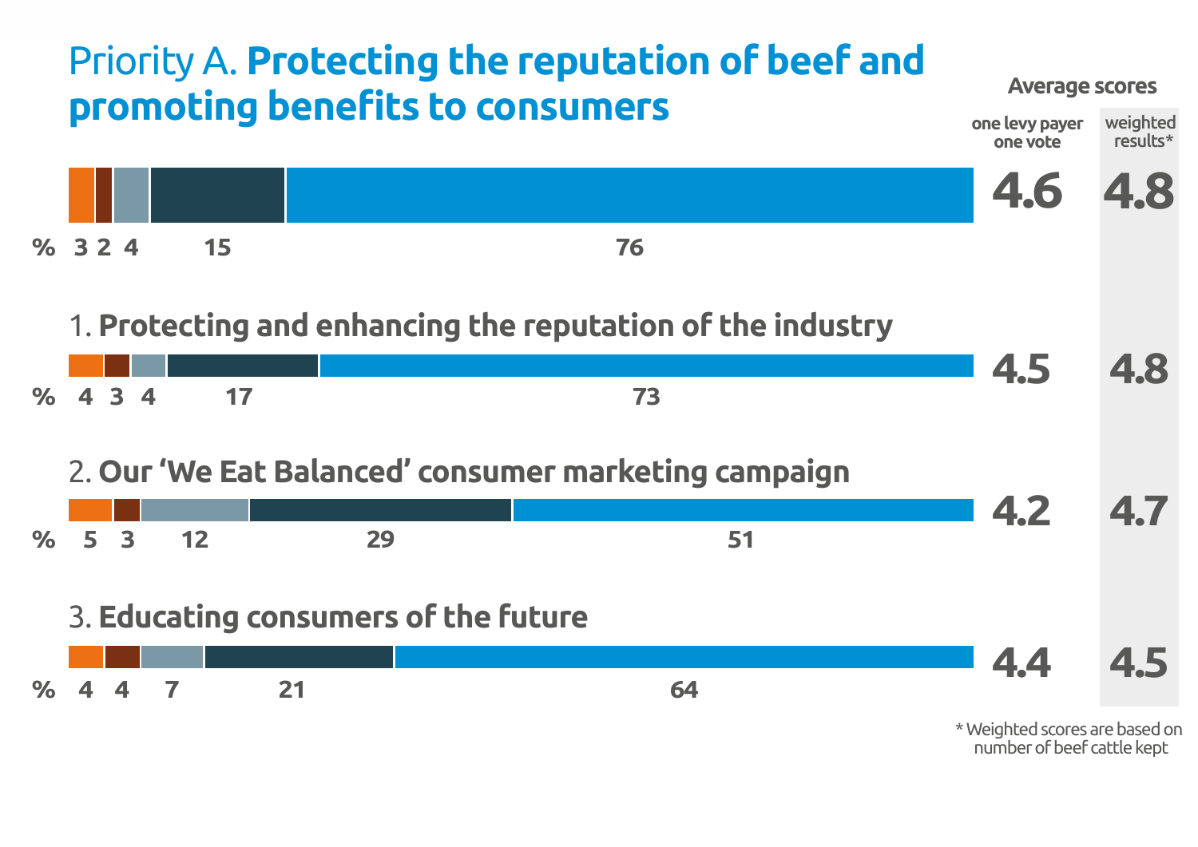# Priority A. **Protecting the reputation of beef and promoting benefits to consumers**

| | % | | | | | Average scores: one levy payer one vote | Average scores: weighted results* |
|---|---|---|---|---|---|---|---|
| Priority A | 3 | 2 | 4 | 15 | 76 | 4.6 | 4.8 |
| 1. **Protecting and enhancing the reputation of the industry** | 4 | 3 | 4 | 17 | 73 | 4.5 | 4.8 |
| 2. **Our 'We Eat Balanced' consumer marketing campaign** | 5 | 3 | 12 | 29 | 51 | 4.2 | 4.7 |
| 3. **Educating consumers of the future** | 4 | 4 | 7 | 21 | 64 | 4.4 | 4.5 |

* Weighted scores are based on number of beef cattle kept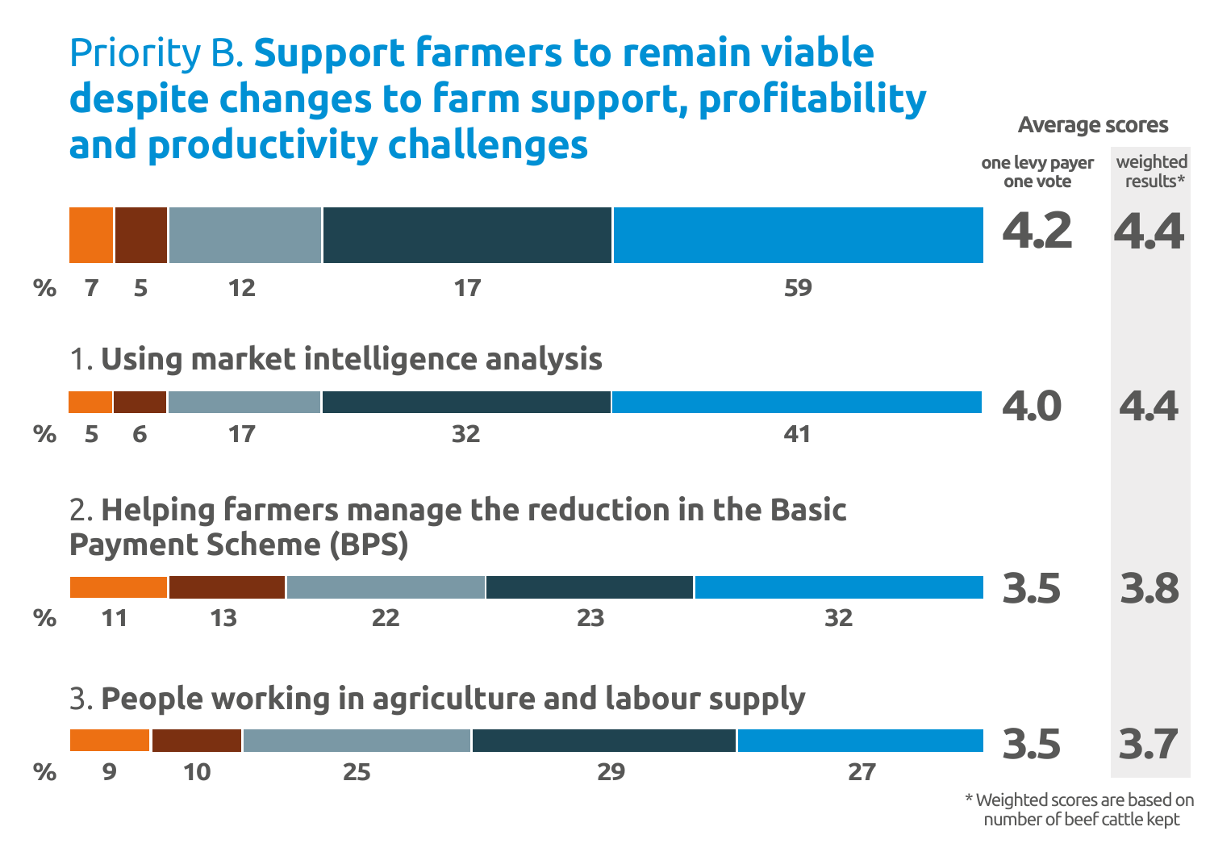# Priority B. **Support farmers to remain viable despite changes to farm support, profitability and productivity challenges**

| | % | | | | | Average scores: one levy payer one vote | Average scores: weighted results* |
|---|---|---|---|---|---|---|---|
| Priority B | 7 | 5 | 12 | 17 | 59 | 4.2 | 4.4 |
| 1. **Using market intelligence analysis** | 5 | 6 | 17 | 32 | 41 | 4.0 | 4.4 |
| 2. **Helping farmers manage the reduction in the Basic Payment Scheme (BPS)** | 11 | 13 | 22 | 23 | 32 | 3.5 | 3.8 |
| 3. **People working in agriculture and labour supply** | 9 | 10 | 25 | 29 | 27 | 3.5 | 3.7 |

\* Weighted scores are based on number of beef cattle kept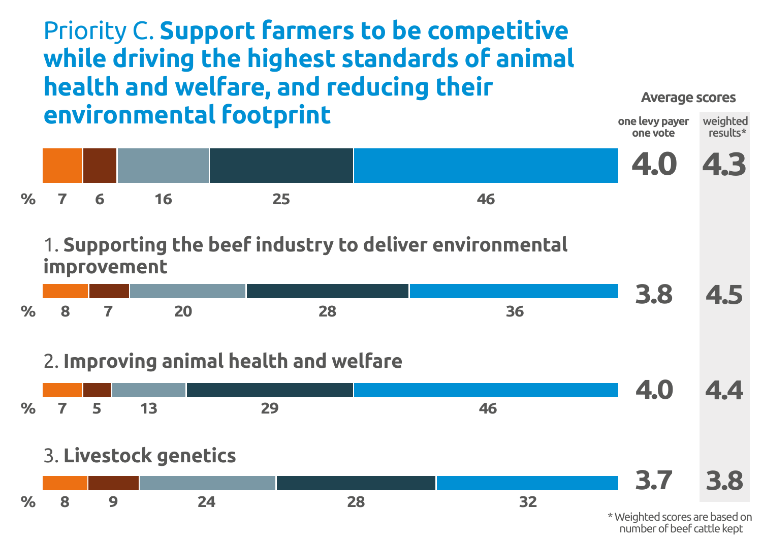## Priority C. **Support farmers to be competitive while driving the highest standards of animal health and welfare, and reducing their environmental footprint**

| | % | | | | | Average scores: one levy payer one vote | Average scores: weighted results* |
|---|---|---|---|---|---|---|---|
| Priority C | 7 | 6 | 16 | 25 | 46 | 4.0 | 4.3 |
| 1. **Supporting the beef industry to deliver environmental improvement** | 8 | 7 | 20 | 28 | 36 | 3.8 | 4.5 |
| 2. **Improving animal health and welfare** | 7 | 5 | 13 | 29 | 46 | 4.0 | 4.4 |
| 3. **Livestock genetics** | 8 | 9 | 24 | 28 | 32 | 3.7 | 3.8 |

\* Weighted scores are based on number of beef cattle kept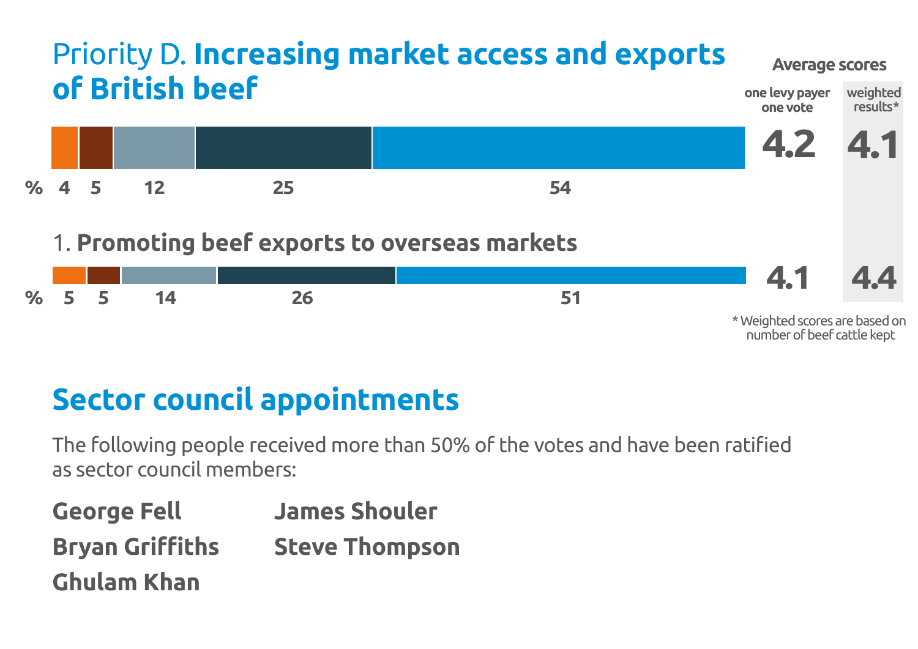## Priority D. **Increasing market access and exports of British beef**

Average scores

one levy payer one vote | weighted results*

% 4 5 12 25 54

4.2 4.1

1. **Promoting beef exports to overseas markets**

% 5 5 14 26 51

4.1 4.4

\* Weighted scores are based on number of beef cattle kept

## Sector council appointments

The following people received more than 50% of the votes and have been ratified as sector council members:

**George Fell**
**Bryan Griffiths**
**Ghulam Khan**
**James Shouler**
**Steve Thompson**